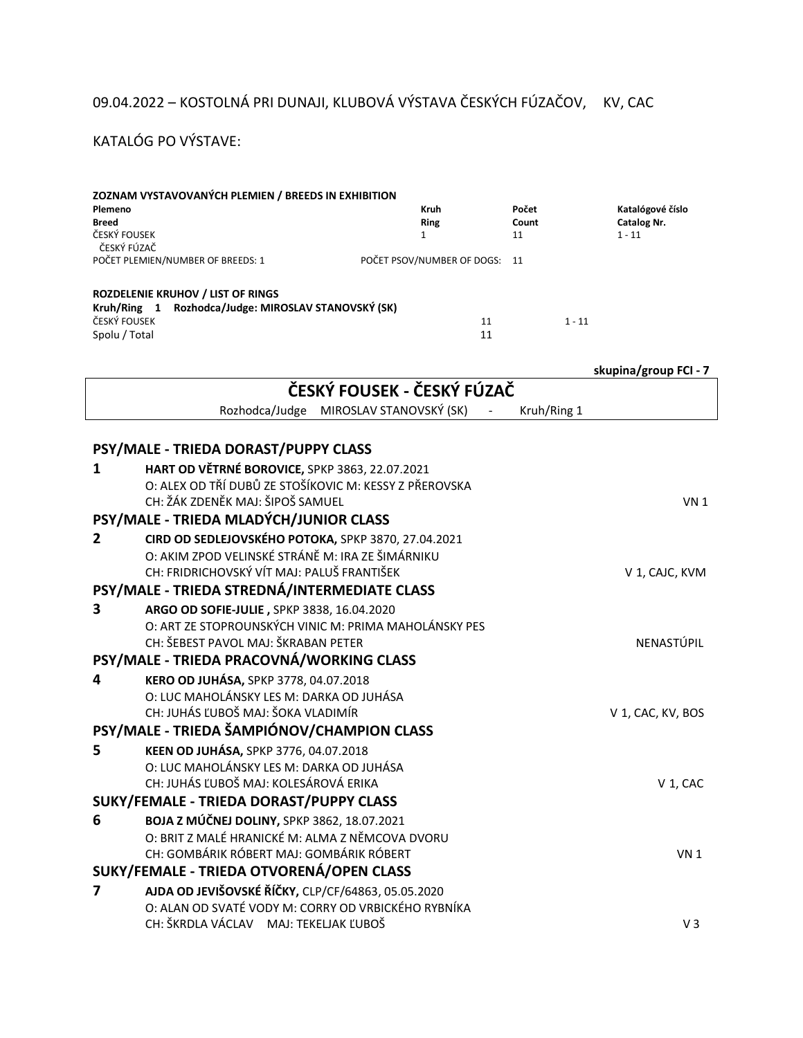09.04.2022 – KOSTOLNÁ PRI DUNAJI, KLUBOVÁ VÝSTAVA ČESKÝCH FÚZAČOV, KV, CAC

KATALÓG PO VÝSTAVE:

**ZOZNAM VYSTAVOVANÝCH PLEMIEN / BREEDS IN EXHIBITION**

| Plemeno<br>Breed | Kruh<br>Ring | Počet<br>Count | Katalógové číslo<br>Catalog Nr. |
|---|---|---|---|
| ČESKÝ FOUSEK<br>ČESKÝ FÚZAČ | 1 | 11 | 1 - 11 |
| POČET PLEMIEN/NUMBER OF BREEDS: 1 | POČET PSOV/NUMBER OF DOGS: | 11 | |

**ROZDELENIE KRUHOV / LIST OF RINGS**

**Kruh/Ring 1 Rozhodca/Judge: MIROSLAV STANOVSKÝ (SK)**

| | | |
|---|---|---|
| ČESKÝ FOUSEK | 11 | 1 - 11 |
| Spolu / Total | 11 | |

**skupina/group FCI - 7**

## ČESKÝ FOUSEK - ČESKÝ FÚZAČ

Rozhodca/Judge MIROSLAV STANOVSKÝ (SK) - Kruh/Ring 1

### PSY/MALE - TRIEDA DORAST/PUPPY CLASS

**1** **HART OD VĚTRNÉ BOROVICE,** SPKP 3863, 22.07.2021
O: ALEX OD TŘÍ DUBŮ ZE STOŠÍKOVIC M: KESSY Z PŘEROVSKA
CH: ŽÁK ZDENĚK MAJ: ŠIPOŠ SAMUEL — VN 1

### PSY/MALE - TRIEDA MLADÝCH/JUNIOR CLASS

**2** **CIRD OD SEDLEJOVSKÉHO POTOKA,** SPKP 3870, 27.04.2021
O: AKIM ZPOD VELINSKÉ STRÁNĚ M: IRA ZE ŠIMÁRNIKU
CH: FRIDRICHOVSKÝ VÍT MAJ: PALUŠ FRANTIŠEK — V 1, CAJC, KVM

### PSY/MALE - TRIEDA STREDNÁ/INTERMEDIATE CLASS

**3** **ARGO OD SOFIE-JULIE ,** SPKP 3838, 16.04.2020
O: ART ZE STOPROUNSKÝCH VINIC M: PRIMA MAHOLÁNSKY PES
CH: ŠEBEST PAVOL MAJ: ŠKRABAN PETER — NENASTÚPIL

### PSY/MALE - TRIEDA PRACOVNÁ/WORKING CLASS

**4** **KERO OD JUHÁSA,** SPKP 3778, 04.07.2018
O: LUC MAHOLÁNSKY LES M: DARKA OD JUHÁSA
CH: JUHÁS ĽUBOŠ MAJ: ŠOKA VLADIMÍR — V 1, CAC, KV, BOS

### PSY/MALE - TRIEDA ŠAMPIÓNOV/CHAMPION CLASS

**5** **KEEN OD JUHÁSA,** SPKP 3776, 04.07.2018
O: LUC MAHOLÁNSKY LES M: DARKA OD JUHÁSA
CH: JUHÁS ĽUBOŠ MAJ: KOLESÁROVÁ ERIKA — V 1, CAC

### SUKY/FEMALE - TRIEDA DORAST/PUPPY CLASS

**6** **BOJA Z MÚČNEJ DOLINY,** SPKP 3862, 18.07.2021
O: BRIT Z MALÉ HRANICKÉ M: ALMA Z NĚMCOVA DVORU
CH: GOMBÁRIK RÓBERT MAJ: GOMBÁRIK RÓBERT — VN 1

### SUKY/FEMALE - TRIEDA OTVORENÁ/OPEN CLASS

**7** **AJDA OD JEVIŠOVSKÉ ŘÍČKY,** CLP/CF/64863, 05.05.2020
O: ALAN OD SVATÉ VODY M: CORRY OD VRBICKÉHO RYBNÍKA
CH: ŠKRDLA VÁCLAV MAJ: TEKELJAK ĽUBOŠ — V 3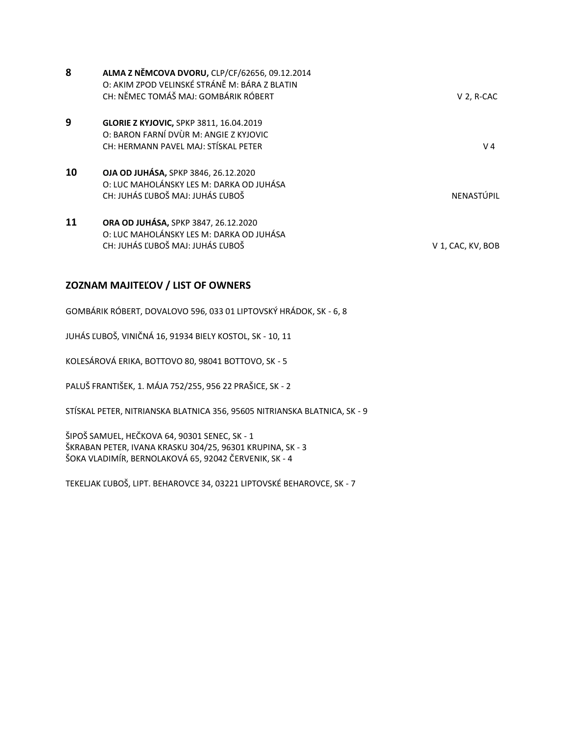**8** **ALMA Z NĚMCOVA DVORU,** CLP/CF/62656, 09.12.2014
O: AKIM ZPOD VELINSKÉ STRÁNĚ M: BÁRA Z BLATIN
CH: NĚMEC TOMÁŠ MAJ: GOMBÁRIK RÓBERT — V 2, R-CAC

**9** **GLORIE Z KYJOVIC,** SPKP 3811, 16.04.2019
O: BARON FARNÍ DVÙR M: ANGIE Z KYJOVIC
CH: HERMANN PAVEL MAJ: STÍSKAL PETER — V 4

**10** **OJA OD JUHÁSA,** SPKP 3846, 26.12.2020
O: LUC MAHOLÁNSKY LES M: DARKA OD JUHÁSA
CH: JUHÁS ĽUBOŠ MAJ: JUHÁS ĽUBOŠ — NENASTÚPIL

**11** **ORA OD JUHÁSA,** SPKP 3847, 26.12.2020
O: LUC MAHOLÁNSKY LES M: DARKA OD JUHÁSA
CH: JUHÁS ĽUBOŠ MAJ: JUHÁS ĽUBOŠ — V 1, CAC, KV, BOB

## ZOZNAM MAJITEĽOV / LIST OF OWNERS

GOMBÁRIK RÓBERT, DOVALOVO 596, 033 01 LIPTOVSKÝ HRÁDOK, SK - 6, 8

JUHÁS ĽUBOŠ, VINIČNÁ 16, 91934 BIELY KOSTOL, SK - 10, 11

KOLESÁROVÁ ERIKA, BOTTOVO 80, 98041 BOTTOVO, SK - 5

PALUŠ FRANTIŠEK, 1. MÁJA 752/255, 956 22 PRAŠICE, SK - 2

STÍSKAL PETER, NITRIANSKA BLATNICA 356, 95605 NITRIANSKA BLATNICA, SK - 9

ŠIPOŠ SAMUEL, HEČKOVA 64, 90301 SENEC, SK - 1
ŠKRABAN PETER, IVANA KRASKU 304/25, 96301 KRUPINA, SK - 3
ŠOKA VLADIMÍR, BERNOLAKOVÁ 65, 92042 ČERVENIK, SK - 4

TEKELJAK ĽUBOŠ, LIPT. BEHAROVCE 34, 03221 LIPTOVSKÉ BEHAROVCE, SK - 7